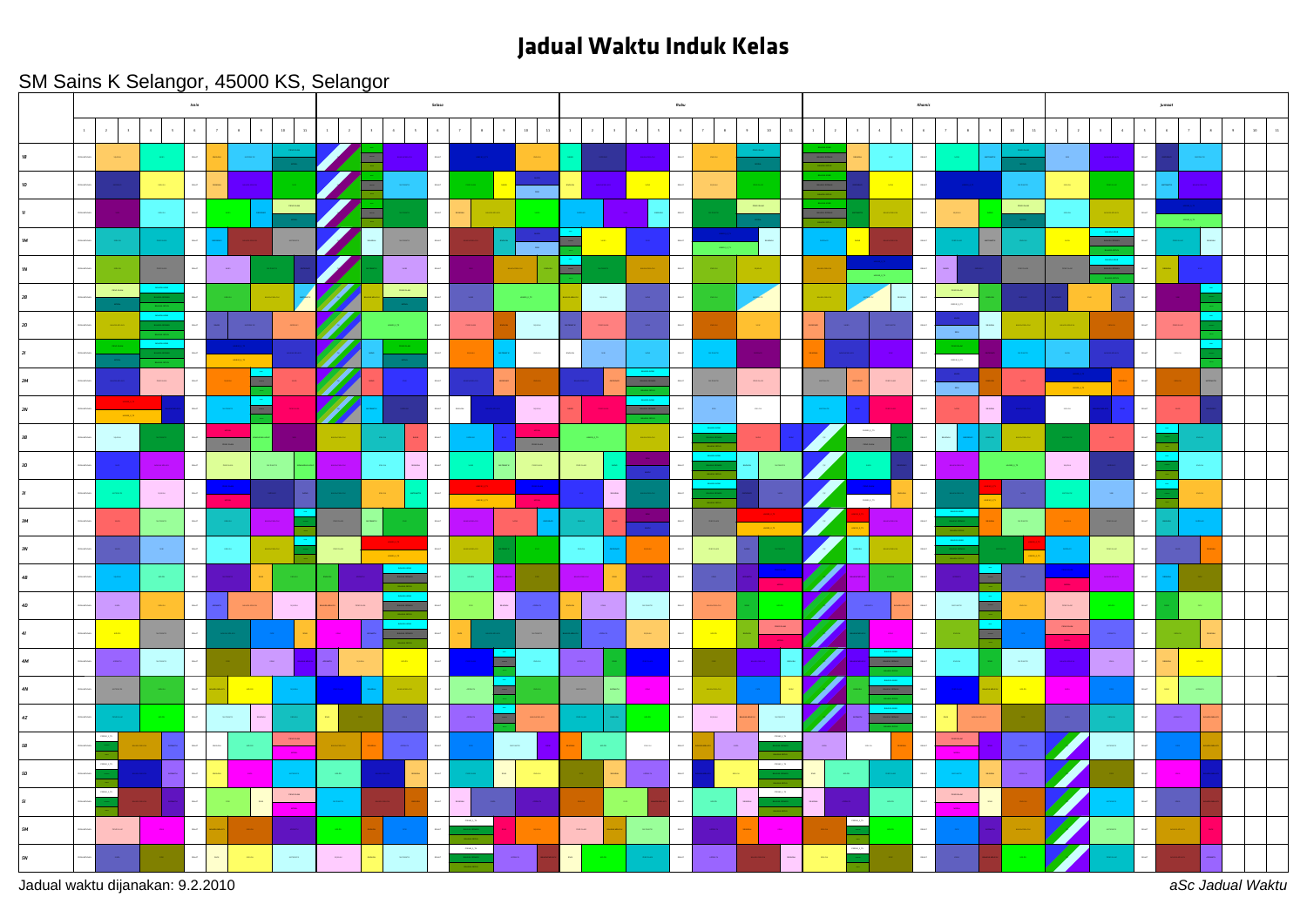# Jadual Waktu Induk Kelas

SM Sains K Selangor, 45000 KS, Selangor

| | Isnin | | | | | | | | | | | Selasa | | | | | | | | | | | Rabu | | | | | | | | | | | Khamis | | | | | | | | | | | Jumaat | | | | | | | | | | |
|---|---|---|---|---|---|---|---|---|---|---|---|---|---|---|---|---|---|---|---|---|---|---|---|---|---|---|---|---|---|---|---|---|---|---|---|---|---|---|---|---|---|---|---|---|---|---|---|---|---|---|---|---|---|---|---|
| | 1 | 2 | 3 | 4 | 5 | 6 | 7 | 8 | 9 | 10 | 11 | 1 | 2 | 3 | 4 | 5 | 6 | 7 | 8 | 9 | 10 | 11 | 1 | 2 | 3 | 4 | 5 | 6 | 7 | 8 | 9 | 10 | 11 | 1 | 2 | 3 | 4 | 5 | 6 | 7 | 8 | 9 | 10 | 11 | 1 | 2 | 3 | 4 | 5 | 6 | 7 | 8 | 9 | 10 | 11 |
| 1B | | | | | | | | | | | | | | | | | | | | | | | | | | | | | | | | | | | | | | | | | | | | | | | | | | | | | | | |
| 1D | | | | | | | | | | | | | | | | | | | | | | | | | | | | | | | | | | | | | | | | | | | | | | | | | | | | | | | |
| 1I | | | | | | | | | | | | | | | | | | | | | | | | | | | | | | | | | | | | | | | | | | | | | | | | | | | | | | | |
| 1M | | | | | | | | | | | | | | | | | | | | | | | | | | | | | | | | | | | | | | | | | | | | | | | | | | | | | | | |
| 1N | | | | | | | | | | | | | | | | | | | | | | | | | | | | | | | | | | | | | | | | | | | | | | | | | | | | | | | |
| 2B | | | | | | | | | | | | | | | | | | | | | | | | | | | | | | | | | | | | | | | | | | | | | | | | | | | | | | | |
| 2D | | | | | | | | | | | | | | | | | | | | | | | | | | | | | | | | | | | | | | | | | | | | | | | | | | | | | | | |
| 2I | | | | | | | | | | | | | | | | | | | | | | | | | | | | | | | | | | | | | | | | | | | | | | | | | | | | | | | |
| 2M | | | | | | | | | | | | | | | | | | | | | | | | | | | | | | | | | | | | | | | | | | | | | | | | | | | | | | | |
| 2N | | | | | | | | | | | | | | | | | | | | | | | | | | | | | | | | | | | | | | | | | | | | | | | | | | | | | | | |
| 3B | | | | | | | | | | | | | | | | | | | | | | | | | | | | | | | | | | | | | | | | | | | | | | | | | | | | | | | |
| 3D | | | | | | | | | | | | | | | | | | | | | | | | | | | | | | | | | | | | | | | | | | | | | | | | | | | | | | | |
| 3I | | | | | | | | | | | | | | | | | | | | | | | | | | | | | | | | | | | | | | | | | | | | | | | | | | | | | | | |
| 3M | | | | | | | | | | | | | | | | | | | | | | | | | | | | | | | | | | | | | | | | | | | | | | | | | | | | | | | |
| 3N | | | | | | | | | | | | | | | | | | | | | | | | | | | | | | | | | | | | | | | | | | | | | | | | | | | | | | | |
| 4B | | | | | | | | | | | | | | | | | | | | | | | | | | | | | | | | | | | | | | | | | | | | | | | | | | | | | | | |
| 4D | | | | | | | | | | | | | | | | | | | | | | | | | | | | | | | | | | | | | | | | | | | | | | | | | | | | | | | |
| 4I | | | | | | | | | | | | | | | | | | | | | | | | | | | | | | | | | | | | | | | | | | | | | | | | | | | | | | | |
| 4M | | | | | | | | | | | | | | | | | | | | | | | | | | | | | | | | | | | | | | | | | | | | | | | | | | | | | | | |
| 4N | | | | | | | | | | | | | | | | | | | | | | | | | | | | | | | | | | | | | | | | | | | | | | | | | | | | | | | |
| 4Z | | | | | | | | | | | | | | | | | | | | | | | | | | | | | | | | | | | | | | | | | | | | | | | | | | | | | | | |
| 5B | | | | | | | | | | | | | | | | | | | | | | | | | | | | | | | | | | | | | | | | | | | | | | | | | | | | | | | |
| 5D | | | | | | | | | | | | | | | | | | | | | | | | | | | | | | | | | | | | | | | | | | | | | | | | | | | | | | | |
| 5I | | | | | | | | | | | | | | | | | | | | | | | | | | | | | | | | | | | | | | | | | | | | | | | | | | | | | | | |
| 5M | | | | | | | | | | | | | | | | | | | | | | | | | | | | | | | | | | | | | | | | | | | | | | | | | | | | | | | |
| 5N | | | | | | | | | | | | | | | | | | | | | | | | | | | | | | | | | | | | | | | | | | | | | | | | | | | | | | | |

Jadual waktu dijanakan: 9.2.2010

*aSc Jadual Waktu*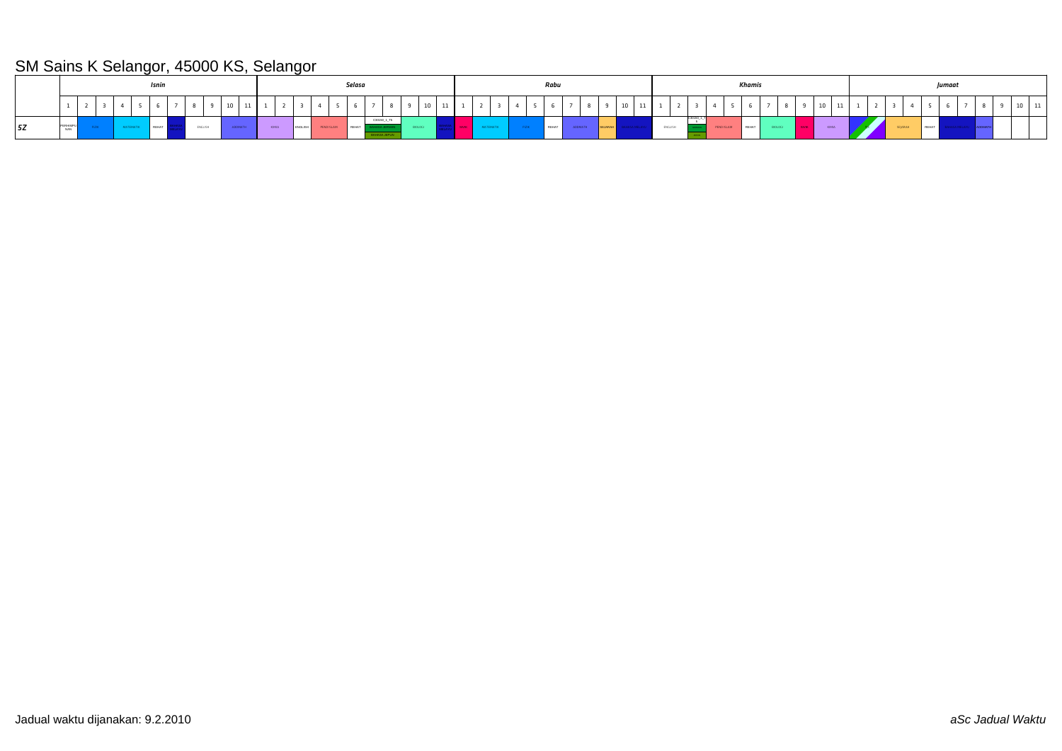# SM Sains K Selangor, 45000 KS, Selangor

| | Isnin | | | | | | | | | | | Selasa | | | | | | | | | | | Rabu | | | | | | | | | | | Khamis | | | | | | | | | | | Jumaat | | | | | | | | | | |
|---|---|---|---|---|---|---|---|---|---|---|---|---|---|---|---|---|---|---|---|---|---|---|---|---|---|---|---|---|---|---|---|---|---|---|---|---|---|---|---|---|---|---|---|---|---|---|---|---|---|---|---|---|---|---|---|
| | 1 | 2 | 3 | 4 | 5 | 6 | 7 | 8 | 9 | 10 | 11 | 1 | 2 | 3 | 4 | 5 | 6 | 7 | 8 | 9 | 10 | 11 | 1 | 2 | 3 | 4 | 5 | 6 | 7 | 8 | 9 | 10 | 11 | 1 | 2 | 3 | 4 | 5 | 6 | 7 | 8 | 9 | 10 | 11 | 1 | 2 | 3 | 4 | 5 | 6 | 7 | 8 | 9 | 10 | 11 |
| 5Z | PERHIMPUNAN | FIZIK | | MATEMATIK | | REHAT | BAHASA MELAYU | ENGLISH | | ADDMATH | | KIMIA | | ENGLISH | PEND ISLAM | | REHAT | C30000_1_TR BAHASA ARAB BAHASA JEPUN | | BIOLOGI | | BAHASA MELAYU | SIVIK | MATEMATIK | | FIZIK | | REHAT | ADDMATH | | SEJARAH | BAHASA MELAYU | | ENGLISH | | C30000_1_TR | PEND ISLAM | | REHAT | BIOLOGI | | SIVIK | KIMIA | | | | SEJARAH | | REHAT | BAHASA MELAYU | | ADDMATH | | | |

Jadual waktu dijanakan: 9.2.2010

*aSc Jadual Waktu*